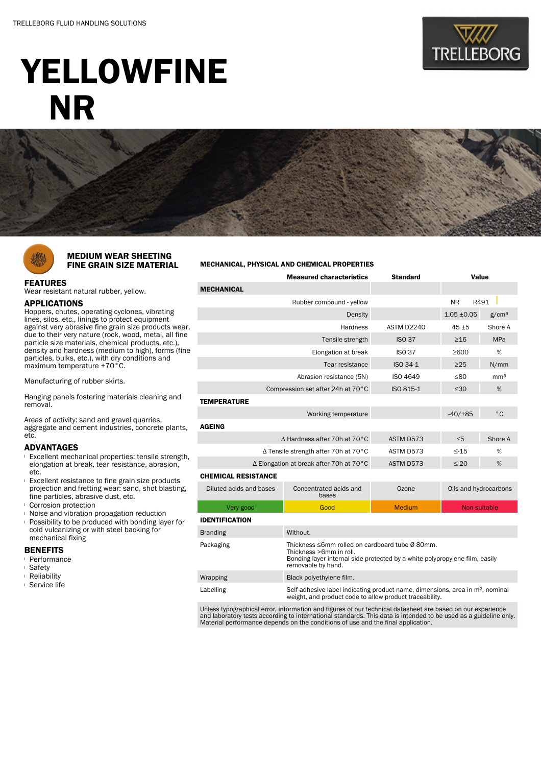TRELLEBORG FLUID HANDLING SOLUTIONS

# YELLOWFINE NR

## MEDIUM WEAR SHEETING FINE GRAIN SIZE MATERIAL

### FEATURES

Wear resistant natural rubber, yellow.

### APPLICATIONS

Hoppers, chutes, operating cyclones, vibrating lines, silos, etc., linings to protect equipment against very abrasive fine grain size products wear, due to their very nature (rock, wood, metal, all fine particle size materials, chemical products, etc.), density and hardness (medium to high), forms (fine particles, bulks, etc.), with dry conditions and maximum temperature +70°C.

Manufacturing of rubber skirts.

Hanging panels fostering materials cleaning and removal.

Areas of activity: sand and gravel quarries, aggregate and cement industries, concrete plants, etc.

### ADVANTAGES

- Excellent mechanical properties: tensile strength, elongation at break, tear resistance, abrasion, etc.
- Excellent resistance to fine grain size products projection and fretting wear: sand, shot blasting, fine particles, abrasive dust, etc.
- Corrosion protection
- Noise and vibration propagation reduction
- Possibility to be produced with bonding layer for cold vulcanizing or with steel backing for mechanical fixing

### BENEFITS

- Performance
- Safety
- Reliability
- Service life

### MECHANICAL, PHYSICAL AND CHEMICAL PROPERTIES

| Measured characteristics | Standard | Value | |
|---|---|---|---|
| **MECHANICAL** | | | |
| Rubber compound - yellow | | NR | R491 |
| Density | | 1.05 ±0.05 | g/cm³ |
| Hardness | ASTM D2240 | 45 ±5 | Shore A |
| Tensile strength | ISO 37 | ≥16 | MPa |
| Elongation at break | ISO 37 | ≥600 | % |
| Tear resistance | ISO 34-1 | ≥25 | N/mm |
| Abrasion resistance (5N) | ISO 4649 | ≤80 | mm³ |
| Compression set after 24h at 70°C | ISO 815-1 | ≤30 | % |
| **TEMPERATURE** | | | |
| Working temperature | | -40/+85 | °C |
| **AGEING** | | | |
| Δ Hardness after 70h at 70°C | ASTM D573 | ≤5 | Shore A |
| Δ Tensile strength after 70h at 70°C | ASTM D573 | ≤-15 | % |
| Δ Elongation at break after 70h at 70°C | ASTM D573 | ≤-20 | % |

**CHEMICAL RESISTANCE**

| Diluted acids and bases | Concentrated acids and bases | Ozone | Oils and hydrocarbons |
|---|---|---|---|
| Very good | Good | Medium | Non suitable |

**IDENTIFICATION**

| | |
|---|---|
| Branding | Without. |
| Packaging | Thickness ≤6mm rolled on cardboard tube Ø 80mm.<br>Thickness >6mm in roll.<br>Bonding layer internal side protected by a white polypropylene film, easily removable by hand. |
| Wrapping | Black polyethylene film. |
| Labelling | Self-adhesive label indicating product name, dimensions, area in m², nominal weight, and product code to allow product traceability. |

Unless typographical error, information and figures of our technical datasheet are based on our experience and laboratory tests according to international standards. This data is intended to be used as a guideline only. Material performance depends on the conditions of use and the final application.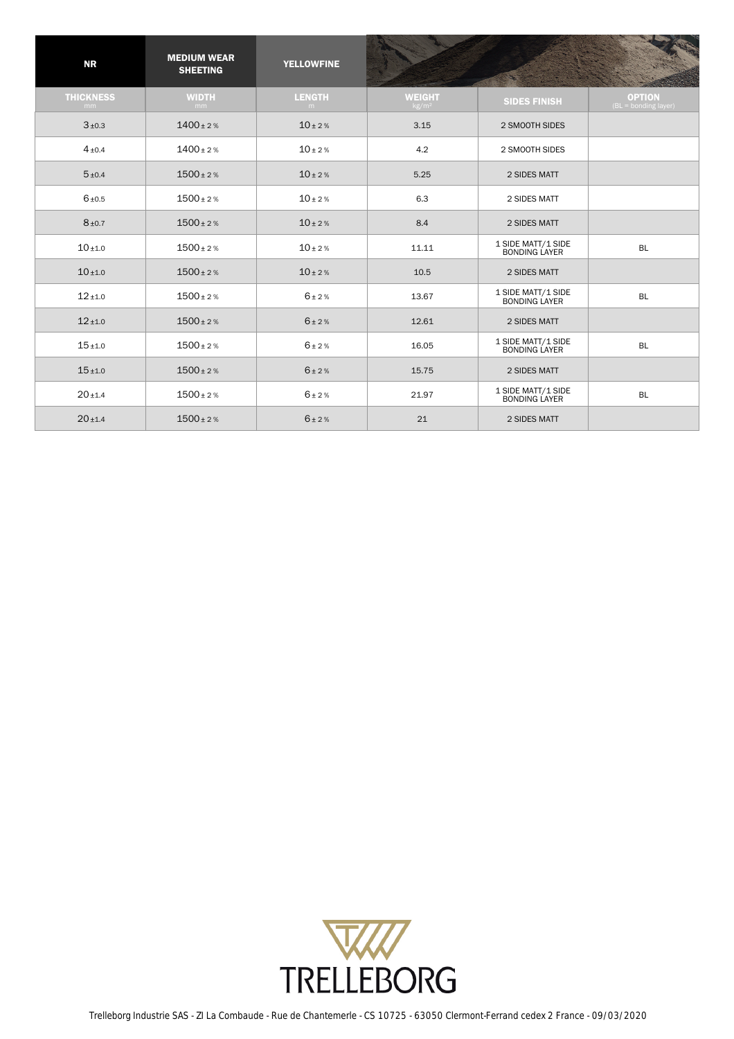| NR | MEDIUM WEAR SHEETING | YELLOWFINE | | | |
|---|---|---|---|---|---|
| **THICKNESS** mm | **WIDTH** mm | **LENGTH** m | **WEIGHT** kg/m² | **SIDES FINISH** | **OPTION** (BL = bonding layer) |
| 3 ±0.3 | 1400 ± 2 % | 10 ± 2 % | 3.15 | 2 SMOOTH SIDES | |
| 4 ±0.4 | 1400 ± 2 % | 10 ± 2 % | 4.2 | 2 SMOOTH SIDES | |
| 5 ±0.4 | 1500 ± 2 % | 10 ± 2 % | 5.25 | 2 SIDES MATT | |
| 6 ±0.5 | 1500 ± 2 % | 10 ± 2 % | 6.3 | 2 SIDES MATT | |
| 8 ±0.7 | 1500 ± 2 % | 10 ± 2 % | 8.4 | 2 SIDES MATT | |
| 10 ±1.0 | 1500 ± 2 % | 10 ± 2 % | 11.11 | 1 SIDE MATT/1 SIDE BONDING LAYER | BL |
| 10 ±1.0 | 1500 ± 2 % | 10 ± 2 % | 10.5 | 2 SIDES MATT | |
| 12 ±1.0 | 1500 ± 2 % | 6 ± 2 % | 13.67 | 1 SIDE MATT/1 SIDE BONDING LAYER | BL |
| 12 ±1.0 | 1500 ± 2 % | 6 ± 2 % | 12.61 | 2 SIDES MATT | |
| 15 ±1.0 | 1500 ± 2 % | 6 ± 2 % | 16.05 | 1 SIDE MATT/1 SIDE BONDING LAYER | BL |
| 15 ±1.0 | 1500 ± 2 % | 6 ± 2 % | 15.75 | 2 SIDES MATT | |
| 20 ±1.4 | 1500 ± 2 % | 6 ± 2 % | 21.97 | 1 SIDE MATT/1 SIDE BONDING LAYER | BL |
| 20 ±1.4 | 1500 ± 2 % | 6 ± 2 % | 21 | 2 SIDES MATT | |

TRELLEBORG

Trelleborg Industrie SAS - ZI La Combaude - Rue de Chantemerle - CS 10725 - 63050 Clermont-Ferrand cedex 2 France - 09/03/2020